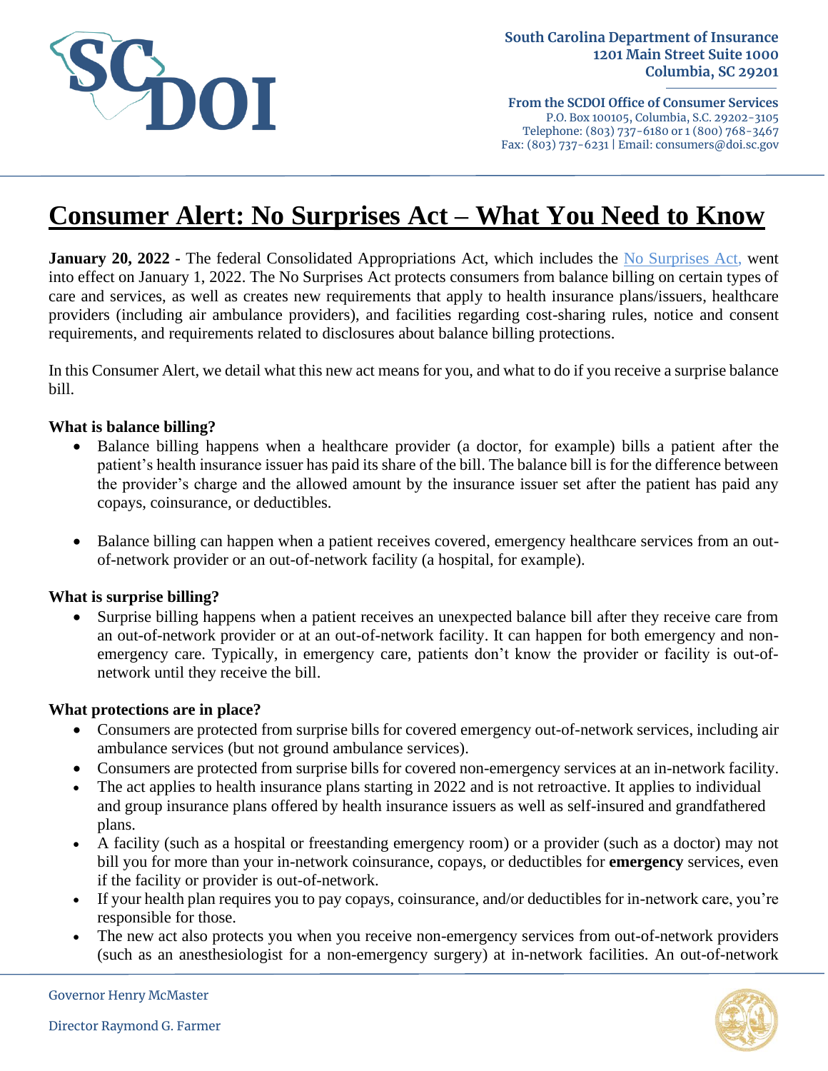South Carolina Department of Insurance
1201 Main Street Suite 1000
Columbia, SC 29201

**From the SCDOI Office of Consumer Services**
P.O. Box 100105, Columbia, S.C. 29202-3105
Telephone: (803) 737-6180 or 1 (800) 768-3467
Fax: (803) 737-6231 | Email: consumers@doi.sc.gov

# Consumer Alert: No Surprises Act – What You Need to Know

**January 20, 2022 -** The federal Consolidated Appropriations Act, which includes the No Surprises Act, went into effect on January 1, 2022. The No Surprises Act protects consumers from balance billing on certain types of care and services, as well as creates new requirements that apply to health insurance plans/issuers, healthcare providers (including air ambulance providers), and facilities regarding cost-sharing rules, notice and consent requirements, and requirements related to disclosures about balance billing protections.

In this Consumer Alert, we detail what this new act means for you, and what to do if you receive a surprise balance bill.

**What is balance billing?**

- Balance billing happens when a healthcare provider (a doctor, for example) bills a patient after the patient's health insurance issuer has paid its share of the bill. The balance bill is for the difference between the provider's charge and the allowed amount by the insurance issuer set after the patient has paid any copays, coinsurance, or deductibles.

- Balance billing can happen when a patient receives covered, emergency healthcare services from an out-of-network provider or an out-of-network facility (a hospital, for example).

**What is surprise billing?**

- Surprise billing happens when a patient receives an unexpected balance bill after they receive care from an out-of-network provider or at an out-of-network facility. It can happen for both emergency and non-emergency care. Typically, in emergency care, patients don't know the provider or facility is out-of-network until they receive the bill.

**What protections are in place?**

- Consumers are protected from surprise bills for covered emergency out-of-network services, including air ambulance services (but not ground ambulance services).
- Consumers are protected from surprise bills for covered non-emergency services at an in-network facility.
- The act applies to health insurance plans starting in 2022 and is not retroactive. It applies to individual and group insurance plans offered by health insurance issuers as well as self-insured and grandfathered plans.
- A facility (such as a hospital or freestanding emergency room) or a provider (such as a doctor) may not bill you for more than your in-network coinsurance, copays, or deductibles for **emergency** services, even if the facility or provider is out-of-network.
- If your health plan requires you to pay copays, coinsurance, and/or deductibles for in-network care, you're responsible for those.
- The new act also protects you when you receive non-emergency services from out-of-network providers (such as an anesthesiologist for a non-emergency surgery) at in-network facilities. An out-of-network

Governor Henry McMaster

Director Raymond G. Farmer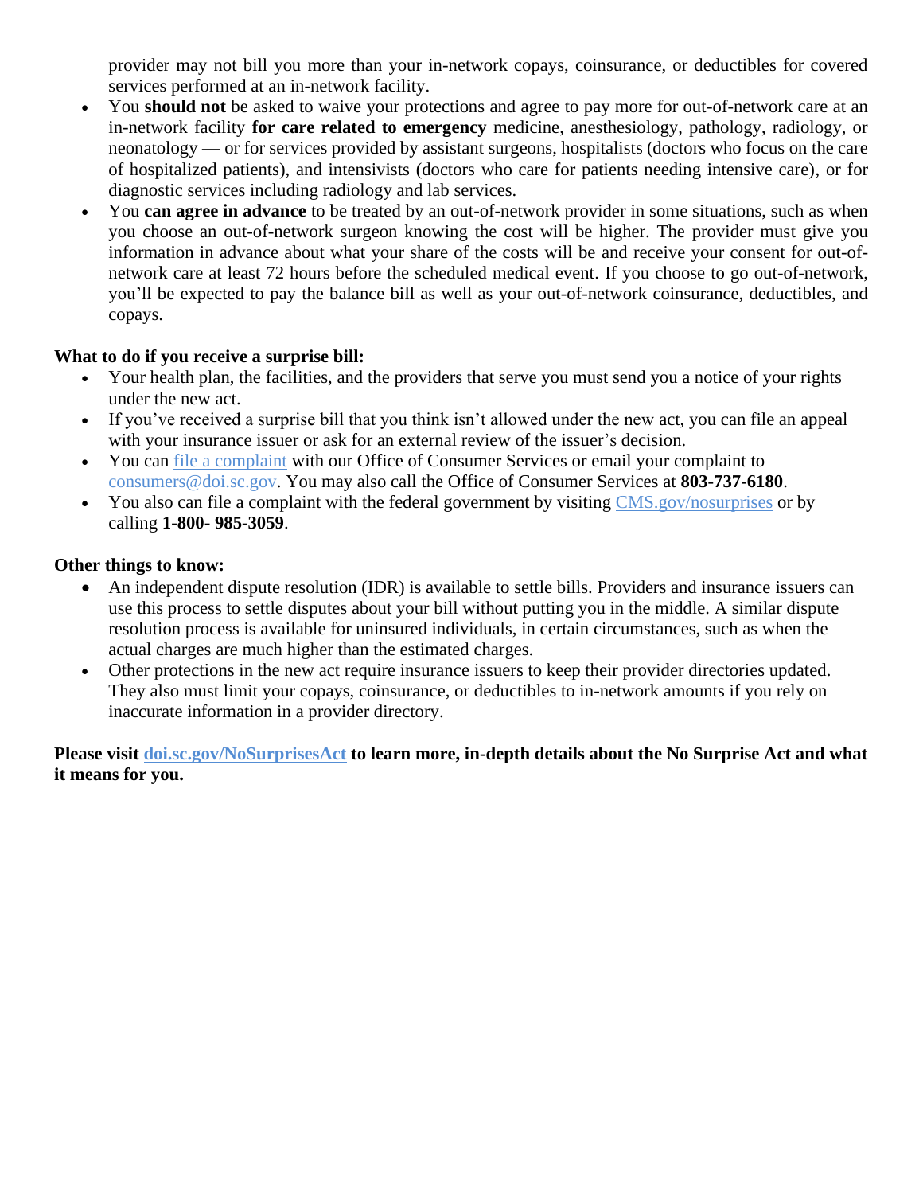provider may not bill you more than your in-network copays, coinsurance, or deductibles for covered services performed at an in-network facility.

- You **should not** be asked to waive your protections and agree to pay more for out-of-network care at an in-network facility **for care related to emergency** medicine, anesthesiology, pathology, radiology, or neonatology — or for services provided by assistant surgeons, hospitalists (doctors who focus on the care of hospitalized patients), and intensivists (doctors who care for patients needing intensive care), or for diagnostic services including radiology and lab services.
- You **can agree in advance** to be treated by an out-of-network provider in some situations, such as when you choose an out-of-network surgeon knowing the cost will be higher. The provider must give you information in advance about what your share of the costs will be and receive your consent for out-of-network care at least 72 hours before the scheduled medical event. If you choose to go out-of-network, you'll be expected to pay the balance bill as well as your out-of-network coinsurance, deductibles, and copays.

**What to do if you receive a surprise bill:**

- Your health plan, the facilities, and the providers that serve you must send you a notice of your rights under the new act.
- If you've received a surprise bill that you think isn't allowed under the new act, you can file an appeal with your insurance issuer or ask for an external review of the issuer's decision.
- You can file a complaint with our Office of Consumer Services or email your complaint to consumers@doi.sc.gov. You may also call the Office of Consumer Services at **803-737-6180**.
- You also can file a complaint with the federal government by visiting CMS.gov/nosurprises or by calling **1-800- 985-3059**.

**Other things to know:**

- An independent dispute resolution (IDR) is available to settle bills. Providers and insurance issuers can use this process to settle disputes about your bill without putting you in the middle. A similar dispute resolution process is available for uninsured individuals, in certain circumstances, such as when the actual charges are much higher than the estimated charges.
- Other protections in the new act require insurance issuers to keep their provider directories updated. They also must limit your copays, coinsurance, or deductibles to in-network amounts if you rely on inaccurate information in a provider directory.

**Please visit doi.sc.gov/NoSurprisesAct to learn more, in-depth details about the No Surprise Act and what it means for you.**